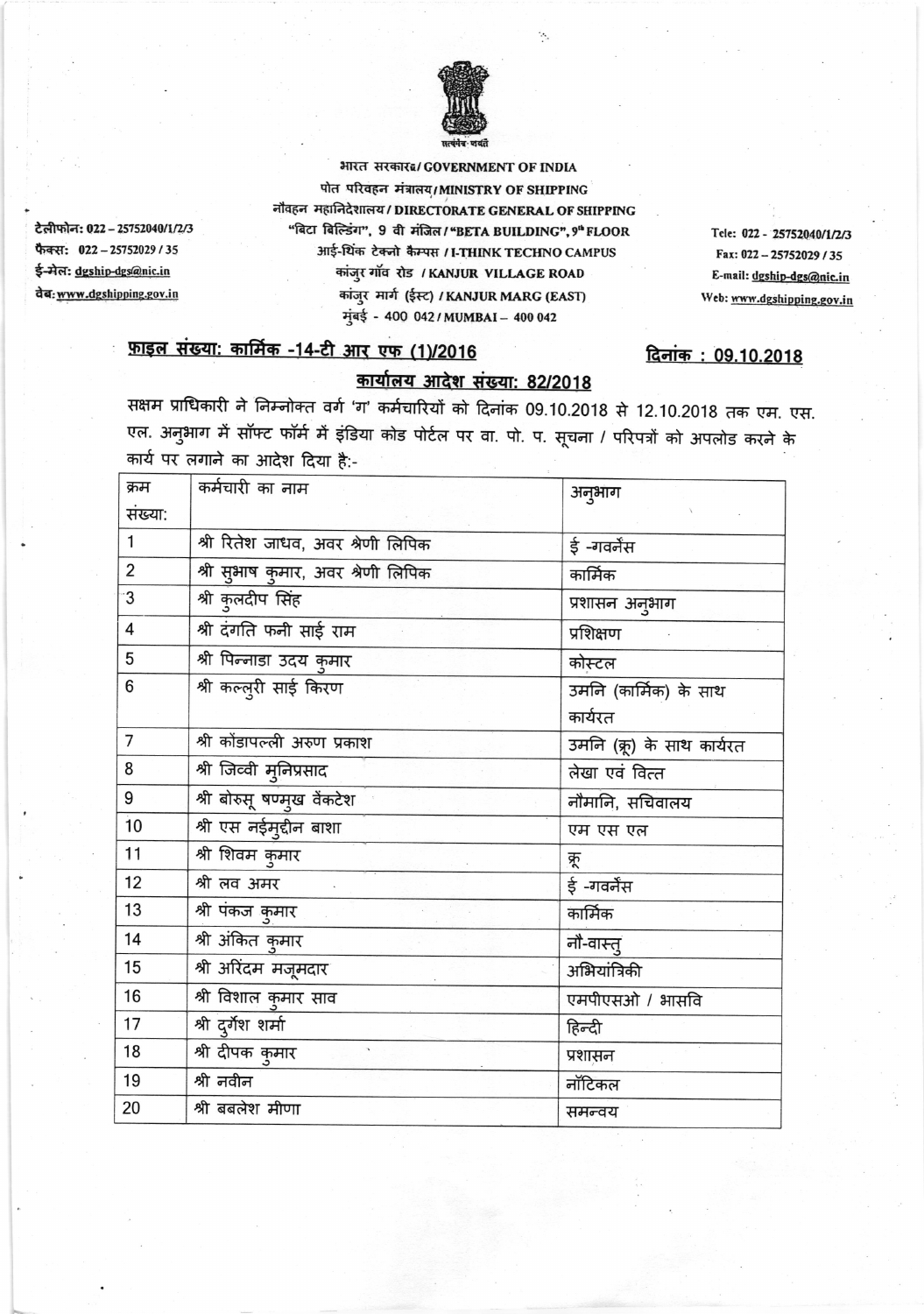सत्यमेव जयते

भारत सरकार/ GOVERNMENT OF INDIA
पोत परिवहन मंत्रालय/ MINISTRY OF SHIPPING
नौवहन महानिदेशालय / DIRECTORATE GENERAL OF SHIPPING
"बिटा बिल्डिंग", 9 वी मंजिल / "BETA BUILDING", 9th FLOOR
आई-थिंक टेक्नो कैम्पस / I-THINK TECHNO CAMPUS
कांजुर गॉव रोड / KANJUR VILLAGE ROAD
कांजुर मार्ग (ईस्ट) / KANJUR MARG (EAST)
मुंबई - 400 042 / MUMBAI – 400 042

टेलीफोन: 022 – 25752040/1/2/3
फैक्स: 022 – 25752029 / 35
ई-मेल: dgship-dgs@nic.in
वेब: www.dgshipping.gov.in

Tele: 022 - 25752040/1/2/3
Fax: 022 – 25752029 / 35
E-mail: dgship-dgs@nic.in
Web: www.dgshipping.gov.in

**फ़ाइल संख्या: कार्मिक -14-टी आर एफ (1)/2016** **दिनांक : 09.10.2018**

**कार्यालय आदेश संख्या: 82/2018**

सक्षम प्राधिकारी ने निम्नोक्त वर्ग 'ग' कर्मचारियों को दिनांक 09.10.2018 से 12.10.2018 तक एम. एस. एल. अनुभाग में सॉफ्ट फॉर्म में इंडिया कोड पोर्टल पर वा. पो. प. सूचना / परिपत्रों को अपलोड करने के कार्य पर लगाने का आदेश दिया है:-

| क्रम संख्या: | कर्मचारी का नाम | अनुभाग |
|---|---|---|
| 1 | श्री रितेश जाधव, अवर श्रेणी लिपिक | ई -गवर्नेंस |
| 2 | श्री सुभाष कुमार, अवर श्रेणी लिपिक | कार्मिक |
| 3 | श्री कुलदीप सिंह | प्रशासन अनुभाग |
| 4 | श्री दंगति फनी साई राम | प्रशिक्षण |
| 5 | श्री पिन्नाडा उदय कुमार | कोस्टल |
| 6 | श्री कल्लुरी साई किरण | उमनि (कार्मिक) के साथ कार्यरत |
| 7 | श्री कोंडापल्ली अरुण प्रकाश | उमनि (क्रू) के साथ कार्यरत |
| 8 | श्री जिव्वी मुनिप्रसाद | लेखा एवं वित्त |
| 9 | श्री बोरुसू षण्मुख वेंकटेश | नौमानि, सचिवालय |
| 10 | श्री एस नईमुद्दीन बाशा | एम एस एल |
| 11 | श्री शिवम कुमार | क्रू |
| 12 | श्री लव अमर | ई -गवर्नेंस |
| 13 | श्री पंकज कुमार | कार्मिक |
| 14 | श्री अंकित कुमार | नौ-वास्तु |
| 15 | श्री अरिंदम मजूमदार | अभियांत्रिकी |
| 16 | श्री विशाल कुमार साव | एमपीएसओ / भासवि |
| 17 | श्री दुर्गेश शर्मा | हिन्दी |
| 18 | श्री दीपक कुमार | प्रशासन |
| 19 | श्री नवीन | नॉटिकल |
| 20 | श्री बबलेश मीणा | समन्वय |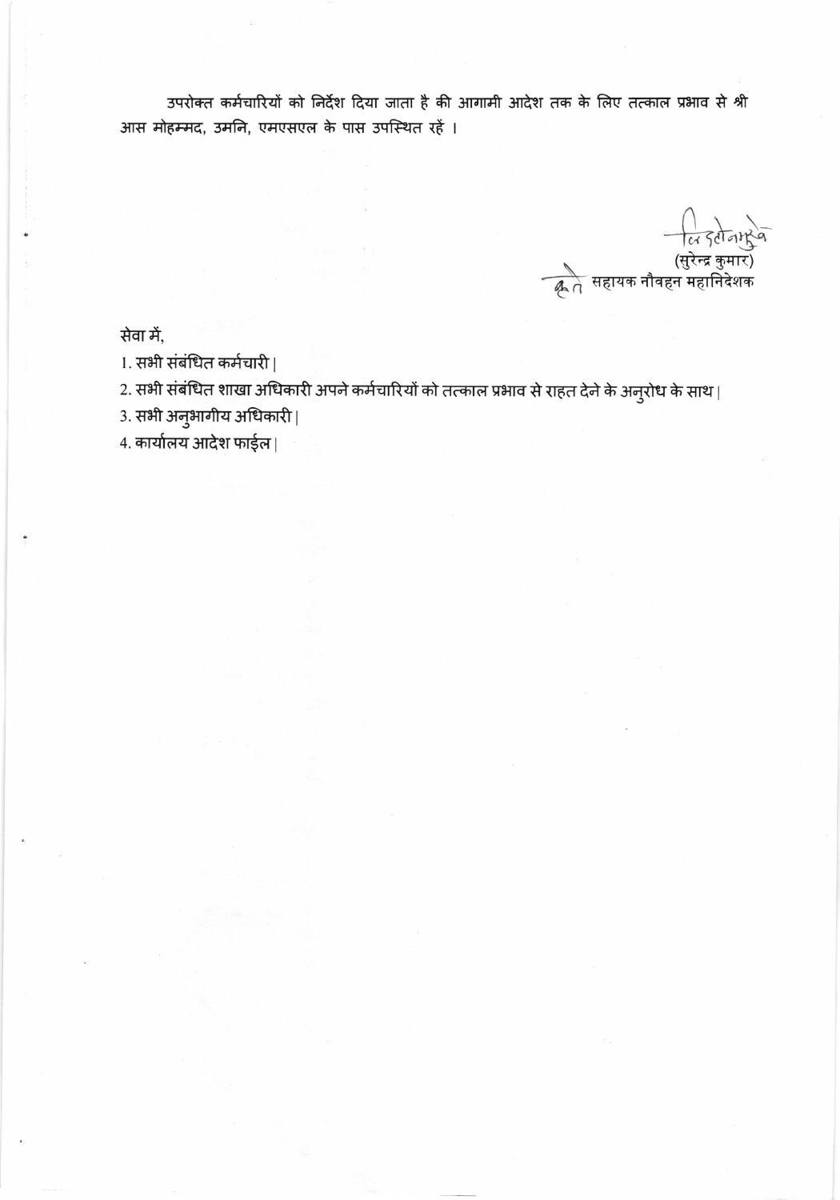उपरोक्त कर्मचारियों को निर्देश दिया जाता है की आगामी आदेश तक के लिए तत्काल प्रभाव से श्री आस मोहम्मद, उमनि, एमएसएल के पास उपस्थित रहें ।

(सुरेन्द्र कुमार)
कृते सहायक नौवहन महानिदेशक

सेवा में,

1. सभी संबंधित कर्मचारी |
2. सभी संबंधित शाखा अधिकारी अपने कर्मचारियों को तत्काल प्रभाव से राहत देने के अनुरोध के साथ |
3. सभी अनुभागीय अधिकारी |
4. कार्यालय आदेश फाईल |